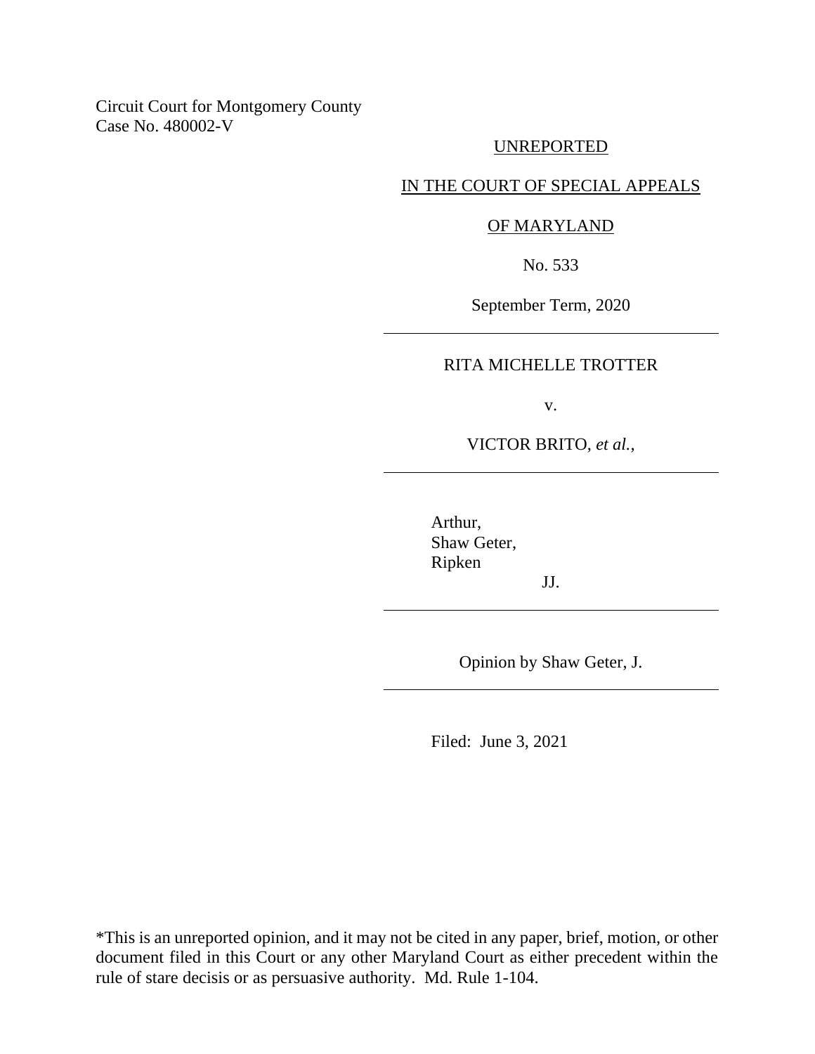Circuit Court for Montgomery County
Case No. 480002-V

UNREPORTED

IN THE COURT OF SPECIAL APPEALS

OF MARYLAND

No. 533

September Term, 2020

---

RITA MICHELLE TROTTER

v.

VICTOR BRITO, *et al.*,

---

Arthur,
Shaw Geter,
Ripken

JJ.

---

Opinion by Shaw Geter, J.

---

Filed: June 3, 2021

*This is an unreported opinion, and it may not be cited in any paper, brief, motion, or other document filed in this Court or any other Maryland Court as either precedent within the rule of stare decisis or as persuasive authority. Md. Rule 1-104.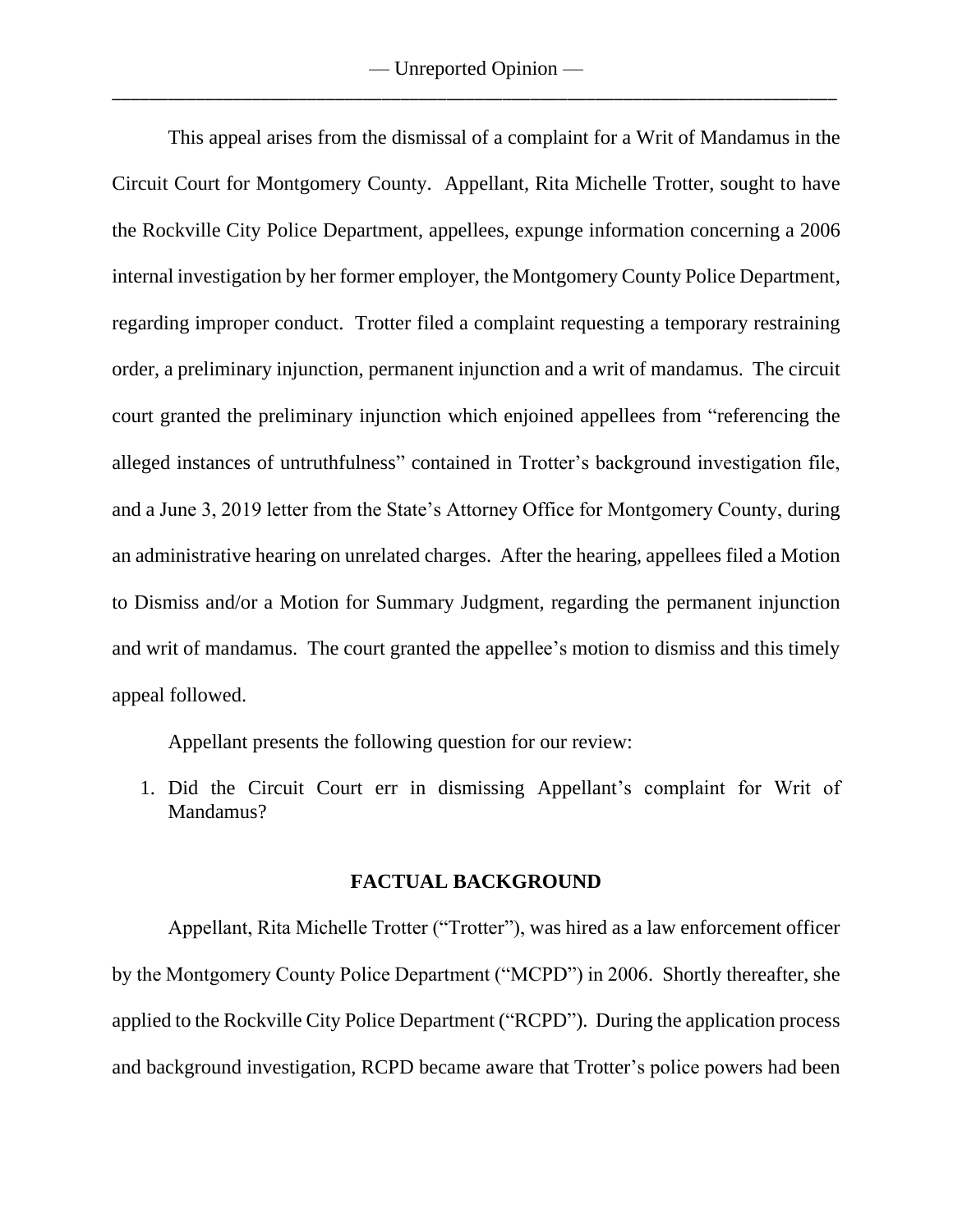This appeal arises from the dismissal of a complaint for a Writ of Mandamus in the Circuit Court for Montgomery County. Appellant, Rita Michelle Trotter, sought to have the Rockville City Police Department, appellees, expunge information concerning a 2006 internal investigation by her former employer, the Montgomery County Police Department, regarding improper conduct. Trotter filed a complaint requesting a temporary restraining order, a preliminary injunction, permanent injunction and a writ of mandamus. The circuit court granted the preliminary injunction which enjoined appellees from "referencing the alleged instances of untruthfulness" contained in Trotter's background investigation file, and a June 3, 2019 letter from the State's Attorney Office for Montgomery County, during an administrative hearing on unrelated charges. After the hearing, appellees filed a Motion to Dismiss and/or a Motion for Summary Judgment, regarding the permanent injunction and writ of mandamus. The court granted the appellee's motion to dismiss and this timely appeal followed.

Appellant presents the following question for our review:

1. Did the Circuit Court err in dismissing Appellant's complaint for Writ of Mandamus?

## FACTUAL BACKGROUND

Appellant, Rita Michelle Trotter ("Trotter"), was hired as a law enforcement officer by the Montgomery County Police Department ("MCPD") in 2006. Shortly thereafter, she applied to the Rockville City Police Department ("RCPD"). During the application process and background investigation, RCPD became aware that Trotter's police powers had been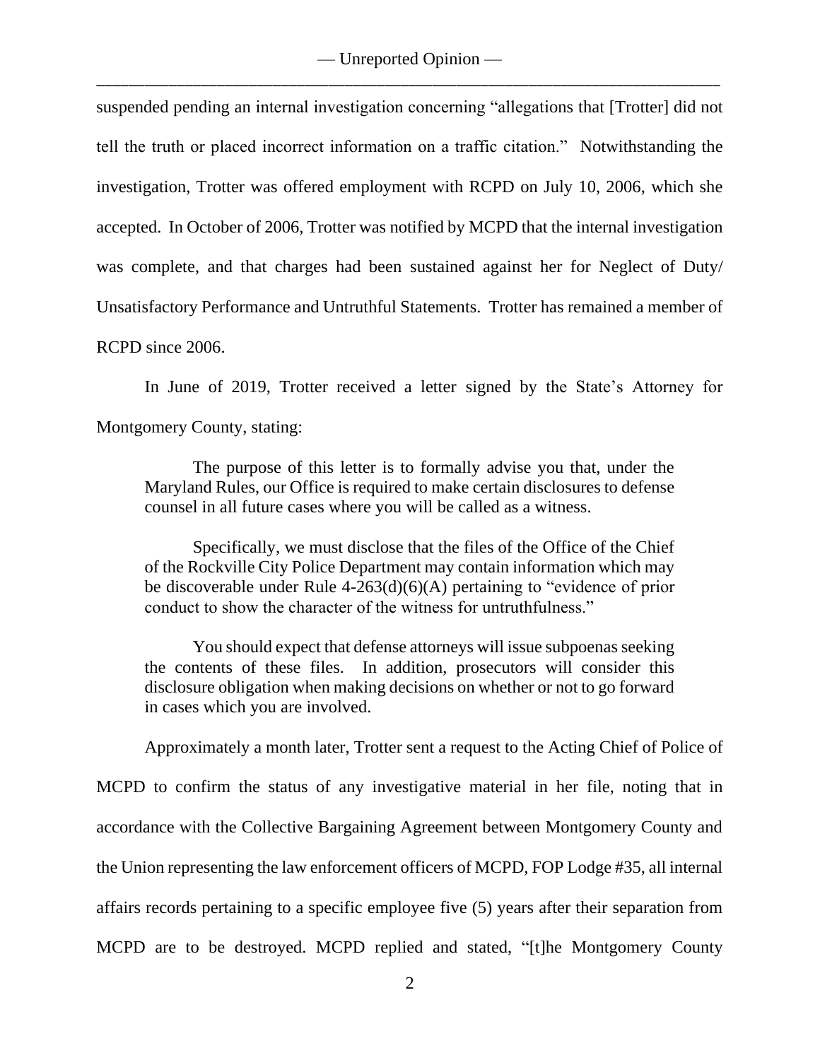suspended pending an internal investigation concerning "allegations that [Trotter] did not tell the truth or placed incorrect information on a traffic citation." Notwithstanding the investigation, Trotter was offered employment with RCPD on July 10, 2006, which she accepted. In October of 2006, Trotter was notified by MCPD that the internal investigation was complete, and that charges had been sustained against her for Neglect of Duty/ Unsatisfactory Performance and Untruthful Statements. Trotter has remained a member of RCPD since 2006.

In June of 2019, Trotter received a letter signed by the State's Attorney for Montgomery County, stating:

> The purpose of this letter is to formally advise you that, under the Maryland Rules, our Office is required to make certain disclosures to defense counsel in all future cases where you will be called as a witness.
>
> Specifically, we must disclose that the files of the Office of the Chief of the Rockville City Police Department may contain information which may be discoverable under Rule 4-263(d)(6)(A) pertaining to "evidence of prior conduct to show the character of the witness for untruthfulness."
>
> You should expect that defense attorneys will issue subpoenas seeking the contents of these files. In addition, prosecutors will consider this disclosure obligation when making decisions on whether or not to go forward in cases which you are involved.

Approximately a month later, Trotter sent a request to the Acting Chief of Police of MCPD to confirm the status of any investigative material in her file, noting that in accordance with the Collective Bargaining Agreement between Montgomery County and the Union representing the law enforcement officers of MCPD, FOP Lodge #35, all internal affairs records pertaining to a specific employee five (5) years after their separation from MCPD are to be destroyed. MCPD replied and stated, "[t]he Montgomery County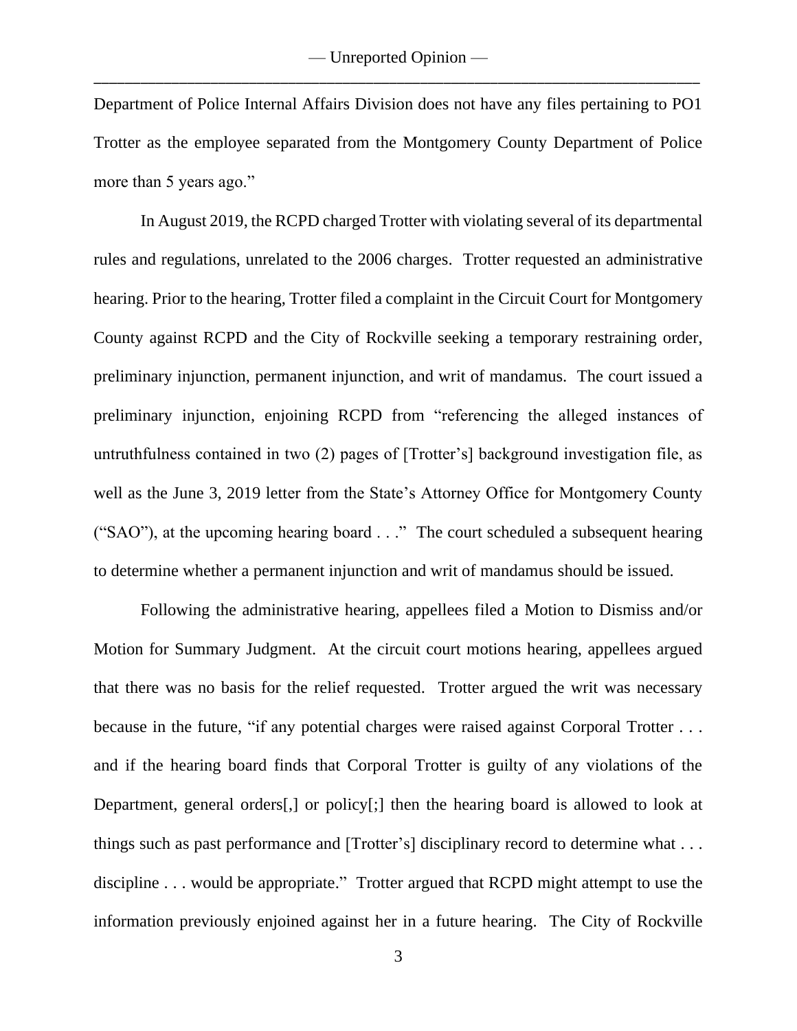Department of Police Internal Affairs Division does not have any files pertaining to PO1 Trotter as the employee separated from the Montgomery County Department of Police more than 5 years ago."

In August 2019, the RCPD charged Trotter with violating several of its departmental rules and regulations, unrelated to the 2006 charges. Trotter requested an administrative hearing. Prior to the hearing, Trotter filed a complaint in the Circuit Court for Montgomery County against RCPD and the City of Rockville seeking a temporary restraining order, preliminary injunction, permanent injunction, and writ of mandamus. The court issued a preliminary injunction, enjoining RCPD from "referencing the alleged instances of untruthfulness contained in two (2) pages of [Trotter's] background investigation file, as well as the June 3, 2019 letter from the State's Attorney Office for Montgomery County ("SAO"), at the upcoming hearing board . . ." The court scheduled a subsequent hearing to determine whether a permanent injunction and writ of mandamus should be issued.

Following the administrative hearing, appellees filed a Motion to Dismiss and/or Motion for Summary Judgment. At the circuit court motions hearing, appellees argued that there was no basis for the relief requested. Trotter argued the writ was necessary because in the future, "if any potential charges were raised against Corporal Trotter . . . and if the hearing board finds that Corporal Trotter is guilty of any violations of the Department, general orders[,] or policy[;] then the hearing board is allowed to look at things such as past performance and [Trotter's] disciplinary record to determine what . . . discipline . . . would be appropriate." Trotter argued that RCPD might attempt to use the information previously enjoined against her in a future hearing. The City of Rockville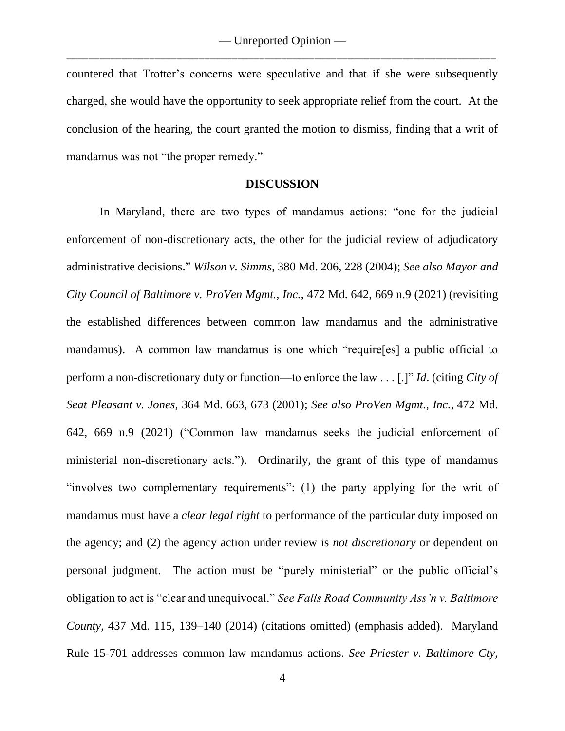countered that Trotter's concerns were speculative and that if she were subsequently charged, she would have the opportunity to seek appropriate relief from the court. At the conclusion of the hearing, the court granted the motion to dismiss, finding that a writ of mandamus was not "the proper remedy."

## DISCUSSION

In Maryland, there are two types of mandamus actions: "one for the judicial enforcement of non-discretionary acts, the other for the judicial review of adjudicatory administrative decisions." *Wilson v. Simms*, 380 Md. 206, 228 (2004); *See also Mayor and City Council of Baltimore v. ProVen Mgmt., Inc.*, 472 Md. 642, 669 n.9 (2021) (revisiting the established differences between common law mandamus and the administrative mandamus). A common law mandamus is one which "require[es] a public official to perform a non-discretionary duty or function—to enforce the law . . . [.]" *Id*. (citing *City of Seat Pleasant v. Jones*, 364 Md. 663, 673 (2001); *See also ProVen Mgmt., Inc.*, 472 Md. 642, 669 n.9 (2021) ("Common law mandamus seeks the judicial enforcement of ministerial non-discretionary acts."). Ordinarily, the grant of this type of mandamus "involves two complementary requirements": (1) the party applying for the writ of mandamus must have a *clear legal right* to performance of the particular duty imposed on the agency; and (2) the agency action under review is *not discretionary* or dependent on personal judgment. The action must be "purely ministerial" or the public official's obligation to act is "clear and unequivocal." *See Falls Road Community Ass'n v. Baltimore County*, 437 Md. 115, 139–140 (2014) (citations omitted) (emphasis added). Maryland Rule 15-701 addresses common law mandamus actions. *See Priester v. Baltimore Cty,*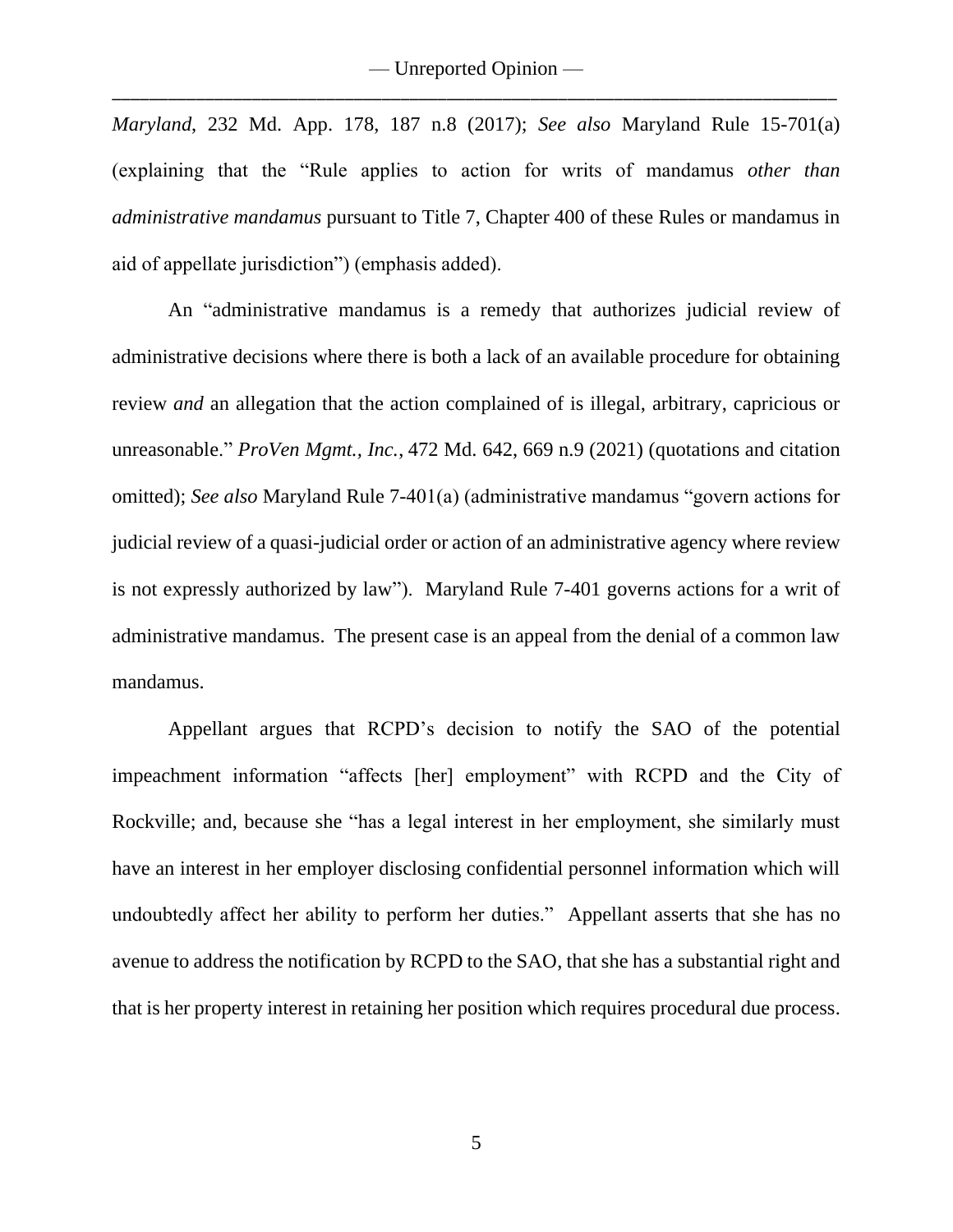*Maryland*, 232 Md. App. 178, 187 n.8 (2017); *See also* Maryland Rule 15-701(a) (explaining that the "Rule applies to action for writs of mandamus *other than administrative mandamus* pursuant to Title 7, Chapter 400 of these Rules or mandamus in aid of appellate jurisdiction") (emphasis added).

An "administrative mandamus is a remedy that authorizes judicial review of administrative decisions where there is both a lack of an available procedure for obtaining review *and* an allegation that the action complained of is illegal, arbitrary, capricious or unreasonable." *ProVen Mgmt., Inc.*, 472 Md. 642, 669 n.9 (2021) (quotations and citation omitted); *See also* Maryland Rule 7-401(a) (administrative mandamus "govern actions for judicial review of a quasi-judicial order or action of an administrative agency where review is not expressly authorized by law"). Maryland Rule 7-401 governs actions for a writ of administrative mandamus. The present case is an appeal from the denial of a common law mandamus.

Appellant argues that RCPD's decision to notify the SAO of the potential impeachment information "affects [her] employment" with RCPD and the City of Rockville; and, because she "has a legal interest in her employment, she similarly must have an interest in her employer disclosing confidential personnel information which will undoubtedly affect her ability to perform her duties." Appellant asserts that she has no avenue to address the notification by RCPD to the SAO, that she has a substantial right and that is her property interest in retaining her position which requires procedural due process.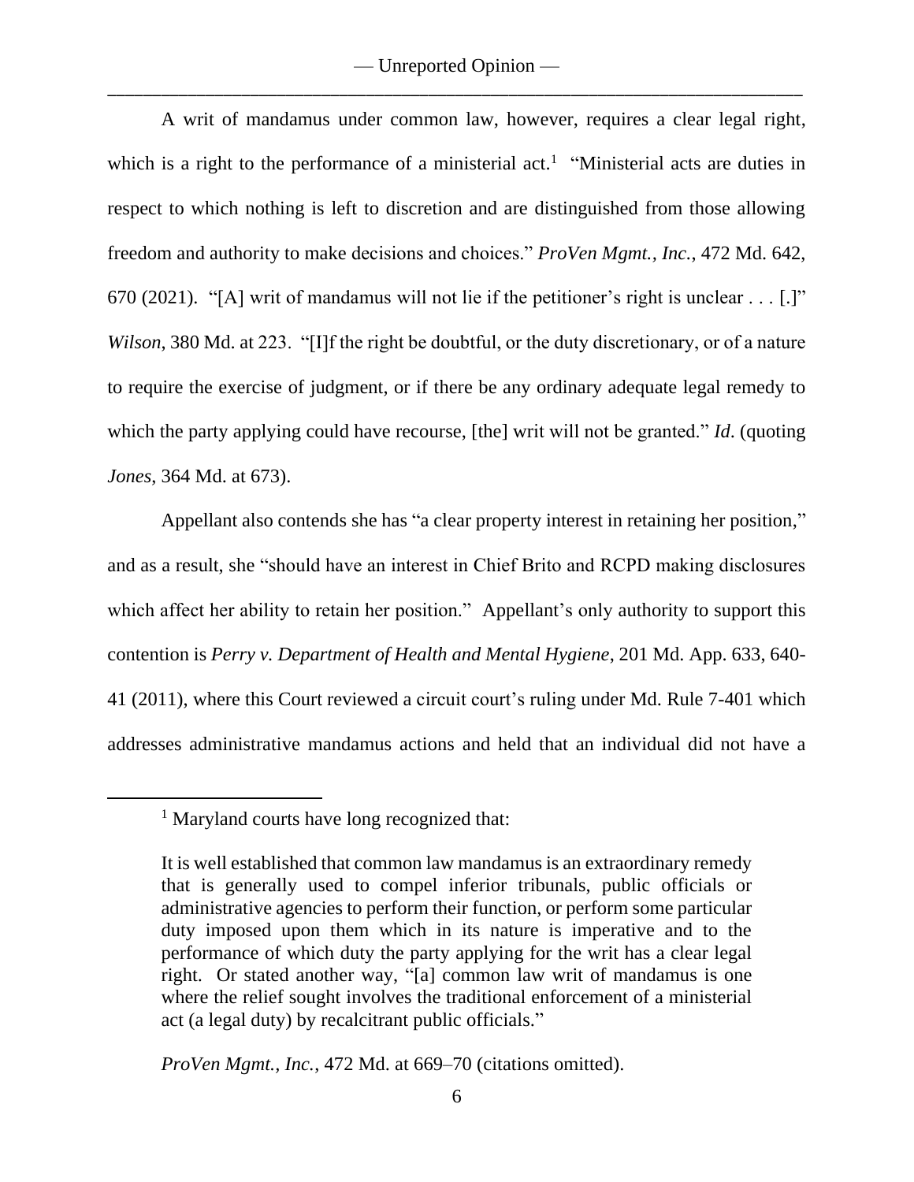A writ of mandamus under common law, however, requires a clear legal right, which is a right to the performance of a ministerial act.[1] "Ministerial acts are duties in respect to which nothing is left to discretion and are distinguished from those allowing freedom and authority to make decisions and choices." *ProVen Mgmt., Inc.*, 472 Md. 642, 670 (2021). "[A] writ of mandamus will not lie if the petitioner's right is unclear . . . [.]" *Wilson*, 380 Md. at 223. "[I]f the right be doubtful, or the duty discretionary, or of a nature to require the exercise of judgment, or if there be any ordinary adequate legal remedy to which the party applying could have recourse, [the] writ will not be granted." *Id*. (quoting *Jones*, 364 Md. at 673).

Appellant also contends she has "a clear property interest in retaining her position," and as a result, she "should have an interest in Chief Brito and RCPD making disclosures which affect her ability to retain her position." Appellant's only authority to support this contention is *Perry v. Department of Health and Mental Hygiene*, 201 Md. App. 633, 640-41 (2011), where this Court reviewed a circuit court's ruling under Md. Rule 7-401 which addresses administrative mandamus actions and held that an individual did not have a

---

[1] Maryland courts have long recognized that:

> It is well established that common law mandamus is an extraordinary remedy that is generally used to compel inferior tribunals, public officials or administrative agencies to perform their function, or perform some particular duty imposed upon them which in its nature is imperative and to the performance of which duty the party applying for the writ has a clear legal right. Or stated another way, "[a] common law writ of mandamus is one where the relief sought involves the traditional enforcement of a ministerial act (a legal duty) by recalcitrant public officials."

*ProVen Mgmt., Inc.*, 472 Md. at 669–70 (citations omitted).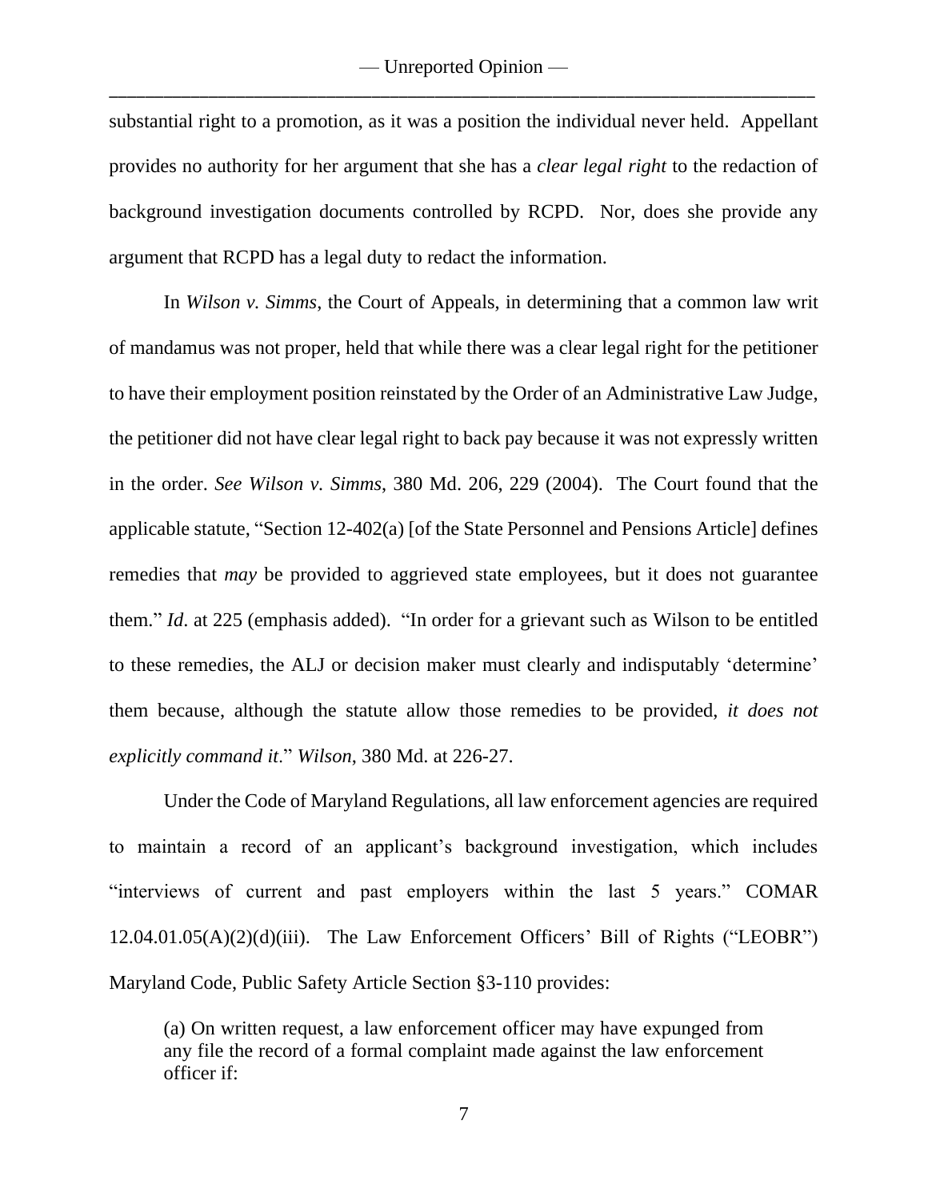substantial right to a promotion, as it was a position the individual never held. Appellant provides no authority for her argument that she has a *clear legal right* to the redaction of background investigation documents controlled by RCPD. Nor, does she provide any argument that RCPD has a legal duty to redact the information.

In *Wilson v. Simms*, the Court of Appeals, in determining that a common law writ of mandamus was not proper, held that while there was a clear legal right for the petitioner to have their employment position reinstated by the Order of an Administrative Law Judge, the petitioner did not have clear legal right to back pay because it was not expressly written in the order. *See Wilson v. Simms*, 380 Md. 206, 229 (2004). The Court found that the applicable statute, "Section 12-402(a) [of the State Personnel and Pensions Article] defines remedies that *may* be provided to aggrieved state employees, but it does not guarantee them." *Id*. at 225 (emphasis added). "In order for a grievant such as Wilson to be entitled to these remedies, the ALJ or decision maker must clearly and indisputably 'determine' them because, although the statute allow those remedies to be provided, *it does not explicitly command it*." *Wilson*, 380 Md. at 226-27.

Under the Code of Maryland Regulations, all law enforcement agencies are required to maintain a record of an applicant's background investigation, which includes "interviews of current and past employers within the last 5 years." COMAR 12.04.01.05(A)(2)(d)(iii). The Law Enforcement Officers' Bill of Rights ("LEOBR") Maryland Code, Public Safety Article Section §3-110 provides:

> (a) On written request, a law enforcement officer may have expunged from any file the record of a formal complaint made against the law enforcement officer if: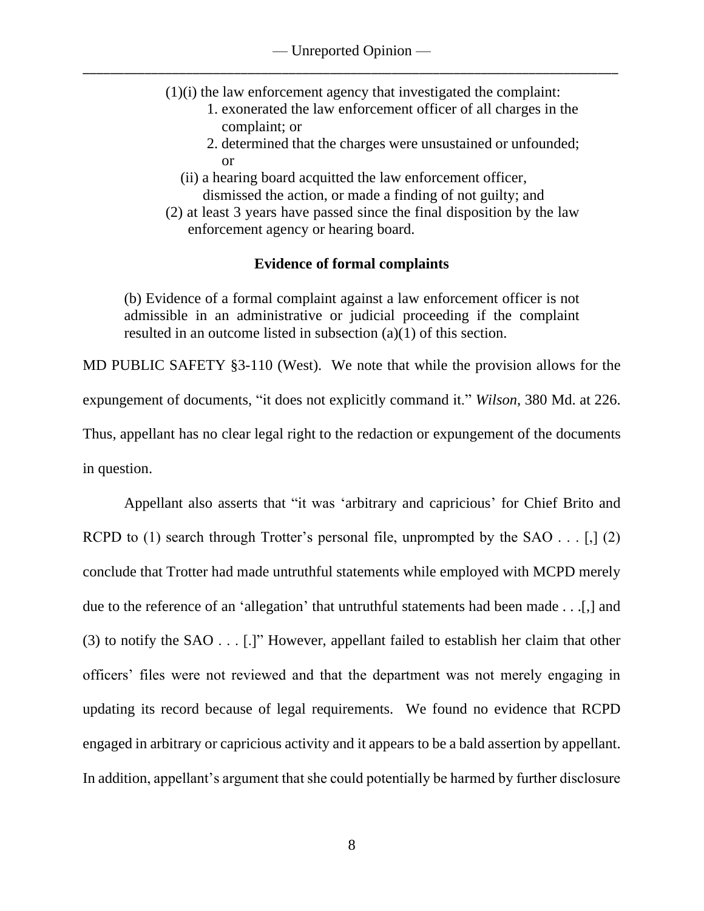(1)(i) the law enforcement agency that investigated the complaint:

1. exonerated the law enforcement officer of all charges in the complaint; or
2. determined that the charges were unsustained or unfounded; or

(ii) a hearing board acquitted the law enforcement officer, dismissed the action, or made a finding of not guilty; and

(2) at least 3 years have passed since the final disposition by the law enforcement agency or hearing board.

**Evidence of formal complaints**

(b) Evidence of a formal complaint against a law enforcement officer is not admissible in an administrative or judicial proceeding if the complaint resulted in an outcome listed in subsection (a)(1) of this section.

MD PUBLIC SAFETY §3-110 (West). We note that while the provision allows for the expungement of documents, "it does not explicitly command it." *Wilson*, 380 Md. at 226. Thus, appellant has no clear legal right to the redaction or expungement of the documents in question.

Appellant also asserts that "it was 'arbitrary and capricious' for Chief Brito and RCPD to (1) search through Trotter's personal file, unprompted by the SAO . . . [,] (2) conclude that Trotter had made untruthful statements while employed with MCPD merely due to the reference of an 'allegation' that untruthful statements had been made . . .[,] and (3) to notify the SAO . . . [.]" However, appellant failed to establish her claim that other officers' files were not reviewed and that the department was not merely engaging in updating its record because of legal requirements. We found no evidence that RCPD engaged in arbitrary or capricious activity and it appears to be a bald assertion by appellant. In addition, appellant's argument that she could potentially be harmed by further disclosure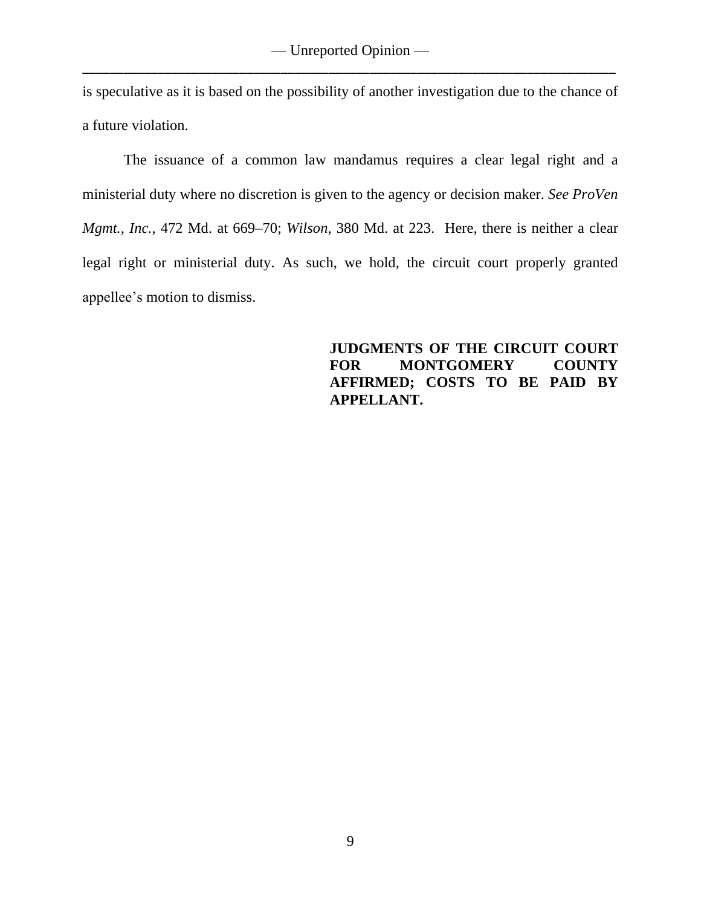is speculative as it is based on the possibility of another investigation due to the chance of a future violation.

The issuance of a common law mandamus requires a clear legal right and a ministerial duty where no discretion is given to the agency or decision maker. *See ProVen Mgmt., Inc.*, 472 Md. at 669–70; *Wilson*, 380 Md. at 223. Here, there is neither a clear legal right or ministerial duty. As such, we hold, the circuit court properly granted appellee's motion to dismiss.

**JUDGMENTS OF THE CIRCUIT COURT FOR MONTGOMERY COUNTY AFFIRMED; COSTS TO BE PAID BY APPELLANT.**